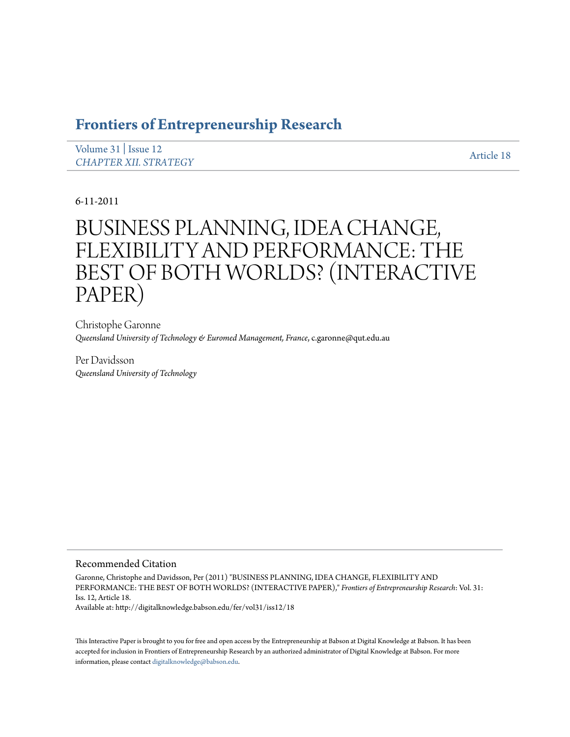# Frontiers of Entrepreneurship Research

Volume 31 | Issue 12
*CHAPTER XII. STRATEGY*

Article 18

6-11-2011

# BUSINESS PLANNING, IDEA CHANGE, FLEXIBILITY AND PERFORMANCE: THE BEST OF BOTH WORLDS? (INTERACTIVE PAPER)

Christophe Garonne
*Queensland University of Technology & Euromed Management, France*, c.garonne@qut.edu.au

Per Davidsson
*Queensland University of Technology*

## Recommended Citation

Garonne, Christophe and Davidsson, Per (2011) "BUSINESS PLANNING, IDEA CHANGE, FLEXIBILITY AND PERFORMANCE: THE BEST OF BOTH WORLDS? (INTERACTIVE PAPER)," *Frontiers of Entrepreneurship Research*: Vol. 31: Iss. 12, Article 18.
Available at: http://digitalknowledge.babson.edu/fer/vol31/iss12/18

This Interactive Paper is brought to you for free and open access by the Entrepreneurship at Babson at Digital Knowledge at Babson. It has been accepted for inclusion in Frontiers of Entrepreneurship Research by an authorized administrator of Digital Knowledge at Babson. For more information, please contact digitalknowledge@babson.edu.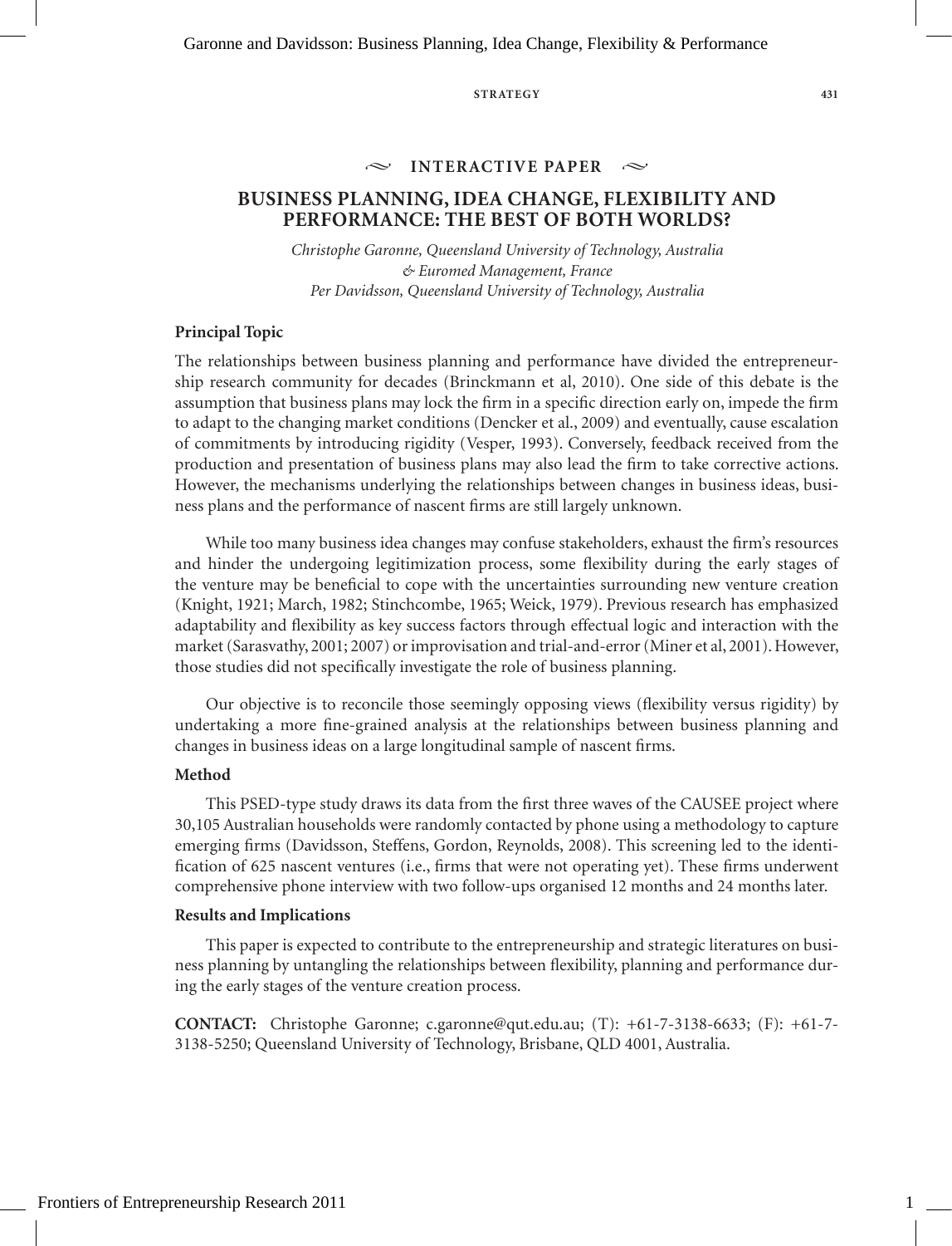## INTERACTIVE PAPER

# BUSINESS PLANNING, IDEA CHANGE, FLEXIBILITY AND PERFORMANCE: THE BEST OF BOTH WORLDS?

*Christophe Garonne, Queensland University of Technology, Australia & Euromed Management, France*
*Per Davidsson, Queensland University of Technology, Australia*

### Principal Topic

The relationships between business planning and performance have divided the entrepreneurship research community for decades (Brinckmann et al, 2010). One side of this debate is the assumption that business plans may lock the firm in a specific direction early on, impede the firm to adapt to the changing market conditions (Dencker et al., 2009) and eventually, cause escalation of commitments by introducing rigidity (Vesper, 1993). Conversely, feedback received from the production and presentation of business plans may also lead the firm to take corrective actions. However, the mechanisms underlying the relationships between changes in business ideas, business plans and the performance of nascent firms are still largely unknown.

While too many business idea changes may confuse stakeholders, exhaust the firm's resources and hinder the undergoing legitimization process, some flexibility during the early stages of the venture may be beneficial to cope with the uncertainties surrounding new venture creation (Knight, 1921; March, 1982; Stinchcombe, 1965; Weick, 1979). Previous research has emphasized adaptability and flexibility as key success factors through effectual logic and interaction with the market (Sarasvathy, 2001; 2007) or improvisation and trial-and-error (Miner et al, 2001). However, those studies did not specifically investigate the role of business planning.

Our objective is to reconcile those seemingly opposing views (flexibility versus rigidity) by undertaking a more fine-grained analysis at the relationships between business planning and changes in business ideas on a large longitudinal sample of nascent firms.

### Method

This PSED-type study draws its data from the first three waves of the CAUSEE project where 30,105 Australian households were randomly contacted by phone using a methodology to capture emerging firms (Davidsson, Steffens, Gordon, Reynolds, 2008). This screening led to the identification of 625 nascent ventures (i.e., firms that were not operating yet). These firms underwent comprehensive phone interview with two follow-ups organised 12 months and 24 months later.

### Results and Implications

This paper is expected to contribute to the entrepreneurship and strategic literatures on business planning by untangling the relationships between flexibility, planning and performance during the early stages of the venture creation process.

**CONTACT:** Christophe Garonne; c.garonne@qut.edu.au; (T): +61-7-3138-6633; (F): +61-7-3138-5250; Queensland University of Technology, Brisbane, QLD 4001, Australia.